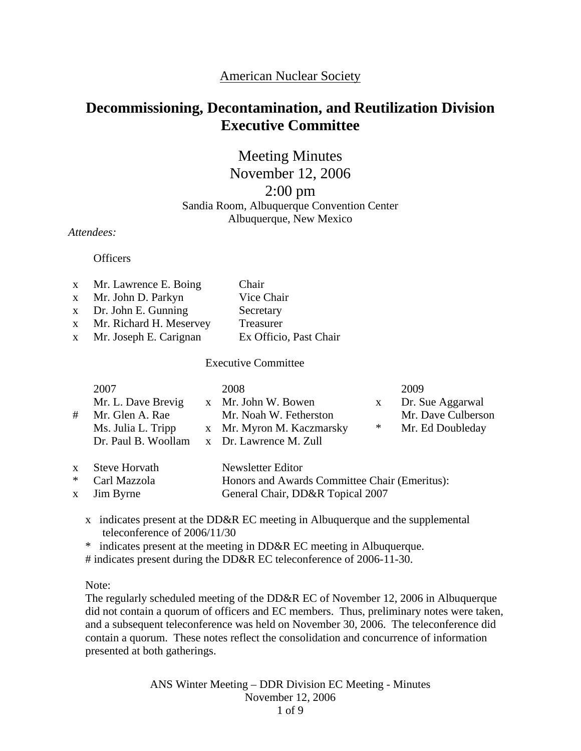American Nuclear Society

# Decommissioning, Decontamination, and Reutilization Division Executive Committee

## Meeting Minutes
## November 12, 2006
## 2:00 pm

Sandia Room, Albuquerque Convention Center
Albuquerque, New Mexico

*Attendees:*

Officers

| | | |
|---|---|---|
| x | Mr. Lawrence E. Boing | Chair |
| x | Mr. John D. Parkyn | Vice Chair |
| x | Dr. John E. Gunning | Secretary |
| x | Mr. Richard H. Meservey | Treasurer |
| x | Mr. Joseph E. Carignan | Ex Officio, Past Chair |

Executive Committee

| | 2007 | | 2008 | | 2009 |
|---|---|---|---|---|---|
| | Mr. L. Dave Brevig | x | Mr. John W. Bowen | x | Dr. Sue Aggarwal |
| # | Mr. Glen A. Rae | | Mr. Noah W. Fetherston | | Mr. Dave Culberson |
| | Ms. Julia L. Tripp | x | Mr. Myron M. Kaczmarsky | * | Mr. Ed Doubleday |
| | Dr. Paul B. Woollam | x | Dr. Lawrence M. Zull | | |

| | | |
|---|---|---|
| x | Steve Horvath | Newsletter Editor |
| * | Carl Mazzola | Honors and Awards Committee Chair (Emeritus): |
| x | Jim Byrne | General Chair, DD&R Topical 2007 |

x indicates present at the DD&R EC meeting in Albuquerque and the supplemental teleconference of 2006/11/30

* indicates present at the meeting in DD&R EC meeting in Albuquerque.

# indicates present during the DD&R EC teleconference of 2006-11-30.

Note:
The regularly scheduled meeting of the DD&R EC of November 12, 2006 in Albuquerque did not contain a quorum of officers and EC members. Thus, preliminary notes were taken, and a subsequent teleconference was held on November 30, 2006. The teleconference did contain a quorum. These notes reflect the consolidation and concurrence of information presented at both gatherings.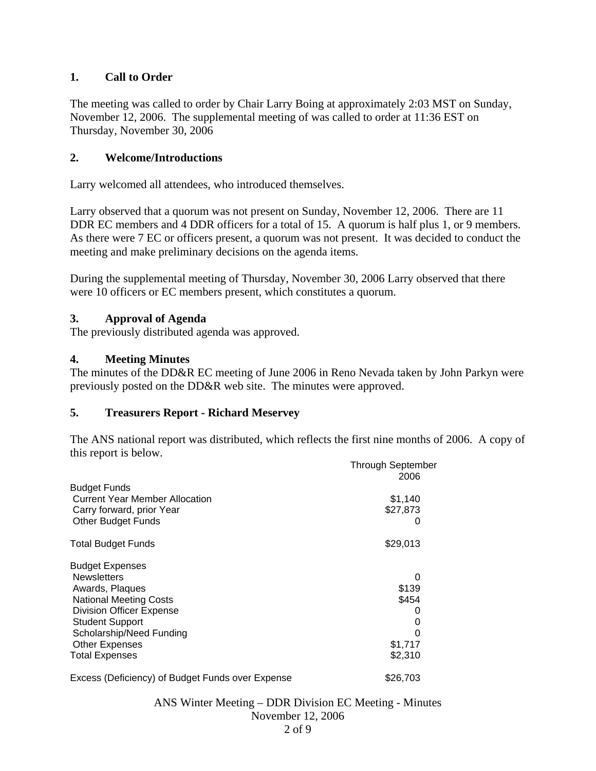## 1. Call to Order

The meeting was called to order by Chair Larry Boing at approximately 2:03 MST on Sunday, November 12, 2006. The supplemental meeting of was called to order at 11:36 EST on Thursday, November 30, 2006

## 2. Welcome/Introductions

Larry welcomed all attendees, who introduced themselves.

Larry observed that a quorum was not present on Sunday, November 12, 2006. There are 11 DDR EC members and 4 DDR officers for a total of 15. A quorum is half plus 1, or 9 members. As there were 7 EC or officers present, a quorum was not present. It was decided to conduct the meeting and make preliminary decisions on the agenda items.

During the supplemental meeting of Thursday, November 30, 2006 Larry observed that there were 10 officers or EC members present, which constitutes a quorum.

## 3. Approval of Agenda

The previously distributed agenda was approved.

## 4. Meeting Minutes

The minutes of the DD&R EC meeting of June 2006 in Reno Nevada taken by John Parkyn were previously posted on the DD&R web site. The minutes were approved.

## 5. Treasurers Report - Richard Meservey

The ANS national report was distributed, which reflects the first nine months of 2006. A copy of this report is below.

| | Through September 2006 |
|---|---|
| Budget Funds | |
| Current Year Member Allocation | $1,140 |
| Carry forward, prior Year | $27,873 |
| Other Budget Funds | 0 |
| Total Budget Funds | $29,013 |
| Budget Expenses | |
| Newsletters | 0 |
| Awards, Plaques | $139 |
| National Meeting Costs | $454 |
| Division Officer Expense | 0 |
| Student Support | 0 |
| Scholarship/Need Funding | 0 |
| Other Expenses | $1,717 |
| Total Expenses | $2,310 |
| Excess (Deficiency) of Budget Funds over Expense | $26,703 |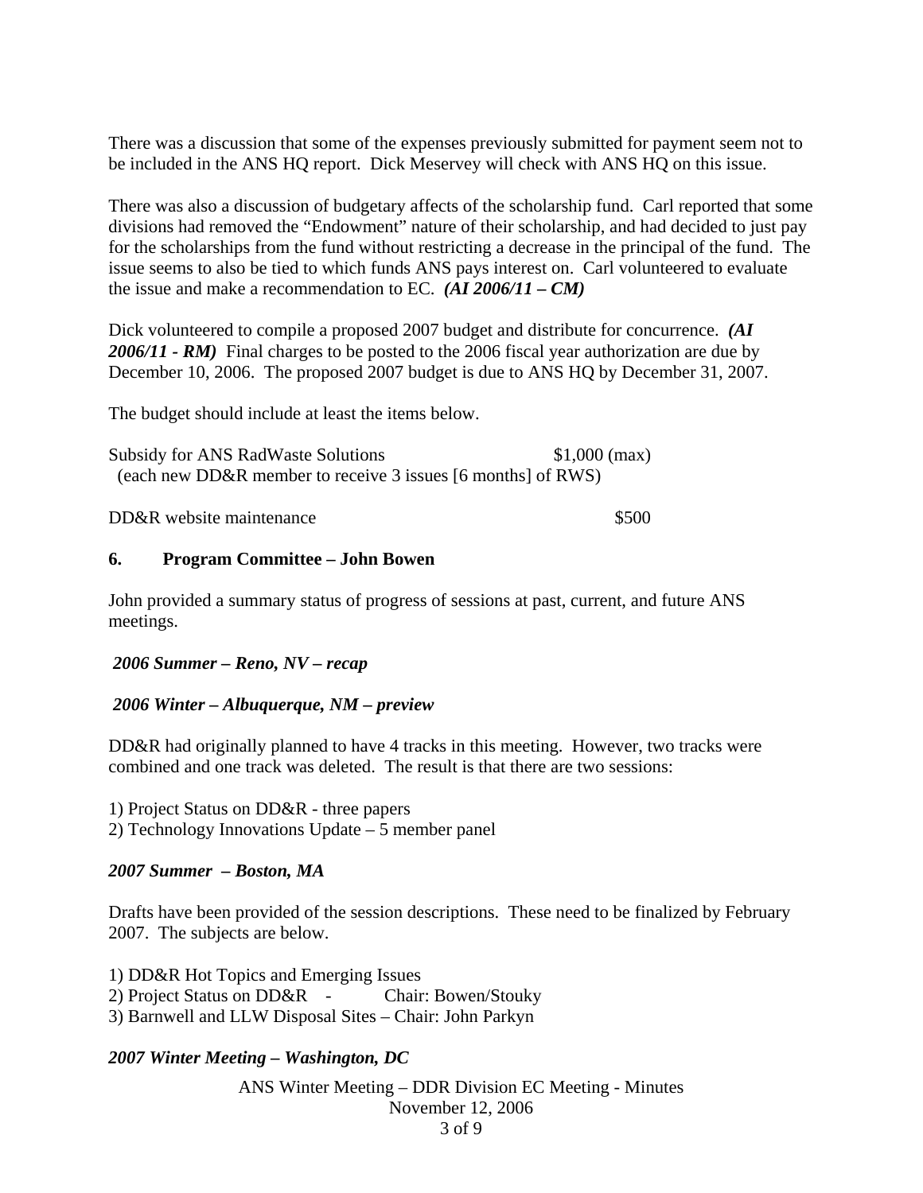There was a discussion that some of the expenses previously submitted for payment seem not to be included in the ANS HQ report. Dick Meservey will check with ANS HQ on this issue.

There was also a discussion of budgetary affects of the scholarship fund. Carl reported that some divisions had removed the "Endowment" nature of their scholarship, and had decided to just pay for the scholarships from the fund without restricting a decrease in the principal of the fund. The issue seems to also be tied to which funds ANS pays interest on. Carl volunteered to evaluate the issue and make a recommendation to EC. ***(AI 2006/11 – CM)***

Dick volunteered to compile a proposed 2007 budget and distribute for concurrence. ***(AI 2006/11 - RM)*** Final charges to be posted to the 2006 fiscal year authorization are due by December 10, 2006. The proposed 2007 budget is due to ANS HQ by December 31, 2007.

The budget should include at least the items below.

Subsidy for ANS RadWaste Solutions $1,000 (max)
(each new DD&R member to receive 3 issues [6 months] of RWS)

DD&R website maintenance $500

## 6. Program Committee – John Bowen

John provided a summary status of progress of sessions at past, current, and future ANS meetings.

***2006 Summer – Reno, NV – recap***

***2006 Winter – Albuquerque, NM – preview***

DD&R had originally planned to have 4 tracks in this meeting. However, two tracks were combined and one track was deleted. The result is that there are two sessions:

1) Project Status on DD&R - three papers
2) Technology Innovations Update – 5 member panel

***2007 Summer – Boston, MA***

Drafts have been provided of the session descriptions. These need to be finalized by February 2007. The subjects are below.

1) DD&R Hot Topics and Emerging Issues
2) Project Status on DD&R - Chair: Bowen/Stouky
3) Barnwell and LLW Disposal Sites – Chair: John Parkyn

***2007 Winter Meeting – Washington, DC***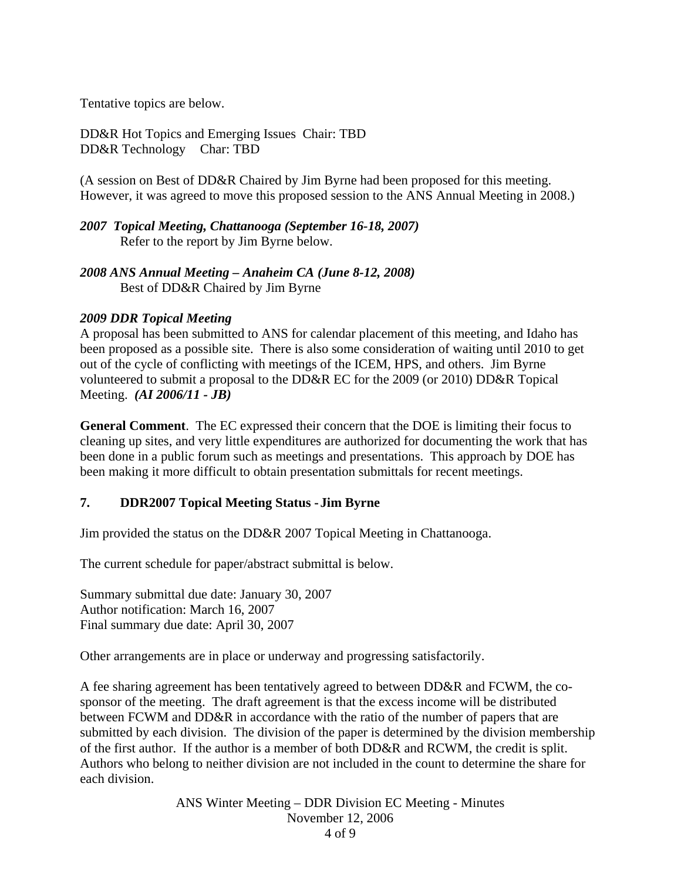Tentative topics are below.

DD&R Hot Topics and Emerging Issues  Chair: TBD
DD&R Technology    Char: TBD

(A session on Best of DD&R Chaired by Jim Byrne had been proposed for this meeting. However, it was agreed to move this proposed session to the ANS Annual Meeting in 2008.)

***2007  Topical Meeting, Chattanooga (September 16-18, 2007)***
Refer to the report by Jim Byrne below.

***2008 ANS Annual Meeting – Anaheim CA (June 8-12, 2008)***
Best of DD&R Chaired by Jim Byrne

***2009 DDR Topical Meeting***
A proposal has been submitted to ANS for calendar placement of this meeting, and Idaho has been proposed as a possible site.  There is also some consideration of waiting until 2010 to get out of the cycle of conflicting with meetings of the ICEM, HPS, and others.  Jim Byrne volunteered to submit a proposal to the DD&R EC for the 2009 (or 2010) DD&R Topical Meeting.  ***(AI 2006/11 - JB)***

**General Comment**.  The EC expressed their concern that the DOE is limiting their focus to cleaning up sites, and very little expenditures are authorized for documenting the work that has been done in a public forum such as meetings and presentations.  This approach by DOE has been making it more difficult to obtain presentation submittals for recent meetings.

## 7. DDR2007 Topical Meeting Status - Jim Byrne

Jim provided the status on the DD&R 2007 Topical Meeting in Chattanooga.

The current schedule for paper/abstract submittal is below.

Summary submittal due date: January 30, 2007
Author notification: March 16, 2007
Final summary due date: April 30, 2007

Other arrangements are in place or underway and progressing satisfactorily.

A fee sharing agreement has been tentatively agreed to between DD&R and FCWM, the co-sponsor of the meeting.  The draft agreement is that the excess income will be distributed between FCWM and DD&R in accordance with the ratio of the number of papers that are submitted by each division.  The division of the paper is determined by the division membership of the first author.  If the author is a member of both DD&R and RCWM, the credit is split.  Authors who belong to neither division are not included in the count to determine the share for each division.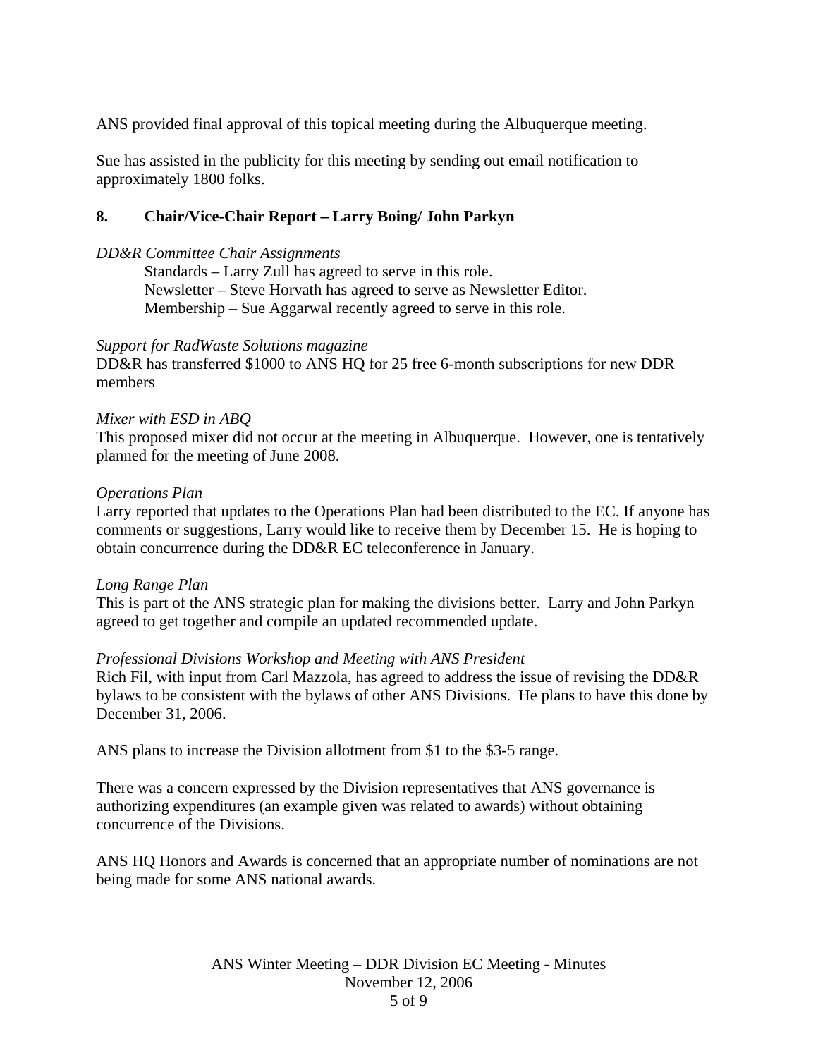ANS provided final approval of this topical meeting during the Albuquerque meeting.

Sue has assisted in the publicity for this meeting by sending out email notification to approximately 1800 folks.

## 8. Chair/Vice-Chair Report – Larry Boing/ John Parkyn

*DD&R Committee Chair Assignments*

Standards – Larry Zull has agreed to serve in this role.
Newsletter – Steve Horvath has agreed to serve as Newsletter Editor.
Membership – Sue Aggarwal recently agreed to serve in this role.

*Support for RadWaste Solutions magazine*

DD&R has transferred $1000 to ANS HQ for 25 free 6-month subscriptions for new DDR members

*Mixer with ESD in ABQ*

This proposed mixer did not occur at the meeting in Albuquerque. However, one is tentatively planned for the meeting of June 2008.

*Operations Plan*

Larry reported that updates to the Operations Plan had been distributed to the EC. If anyone has comments or suggestions, Larry would like to receive them by December 15. He is hoping to obtain concurrence during the DD&R EC teleconference in January.

*Long Range Plan*

This is part of the ANS strategic plan for making the divisions better. Larry and John Parkyn agreed to get together and compile an updated recommended update.

*Professional Divisions Workshop and Meeting with ANS President*

Rich Fil, with input from Carl Mazzola, has agreed to address the issue of revising the DD&R bylaws to be consistent with the bylaws of other ANS Divisions. He plans to have this done by December 31, 2006.

ANS plans to increase the Division allotment from $1 to the $3-5 range.

There was a concern expressed by the Division representatives that ANS governance is authorizing expenditures (an example given was related to awards) without obtaining concurrence of the Divisions.

ANS HQ Honors and Awards is concerned that an appropriate number of nominations are not being made for some ANS national awards.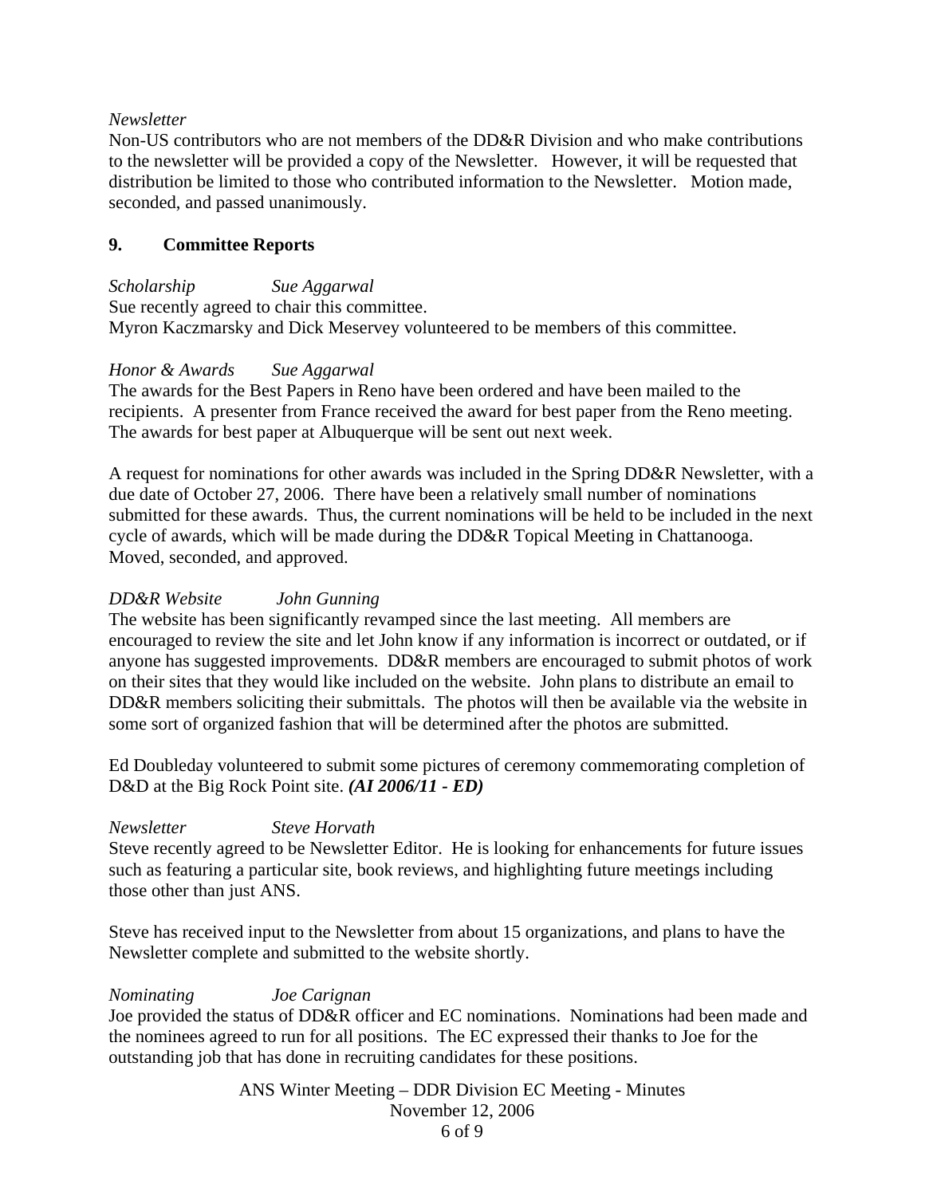*Newsletter*

Non-US contributors who are not members of the DD&R Division and who make contributions to the newsletter will be provided a copy of the Newsletter. However, it will be requested that distribution be limited to those who contributed information to the Newsletter. Motion made, seconded, and passed unanimously.

## 9. Committee Reports

*Scholarship* *Sue Aggarwal*

Sue recently agreed to chair this committee.
Myron Kaczmarsky and Dick Meservey volunteered to be members of this committee.

*Honor & Awards* *Sue Aggarwal*

The awards for the Best Papers in Reno have been ordered and have been mailed to the recipients. A presenter from France received the award for best paper from the Reno meeting. The awards for best paper at Albuquerque will be sent out next week.

A request for nominations for other awards was included in the Spring DD&R Newsletter, with a due date of October 27, 2006. There have been a relatively small number of nominations submitted for these awards. Thus, the current nominations will be held to be included in the next cycle of awards, which will be made during the DD&R Topical Meeting in Chattanooga. Moved, seconded, and approved.

*DD&R Website* *John Gunning*

The website has been significantly revamped since the last meeting. All members are encouraged to review the site and let John know if any information is incorrect or outdated, or if anyone has suggested improvements. DD&R members are encouraged to submit photos of work on their sites that they would like included on the website. John plans to distribute an email to DD&R members soliciting their submittals. The photos will then be available via the website in some sort of organized fashion that will be determined after the photos are submitted.

Ed Doubleday volunteered to submit some pictures of ceremony commemorating completion of D&D at the Big Rock Point site. ***(AI 2006/11 - ED)***

*Newsletter* *Steve Horvath*

Steve recently agreed to be Newsletter Editor. He is looking for enhancements for future issues such as featuring a particular site, book reviews, and highlighting future meetings including those other than just ANS.

Steve has received input to the Newsletter from about 15 organizations, and plans to have the Newsletter complete and submitted to the website shortly.

*Nominating* *Joe Carignan*

Joe provided the status of DD&R officer and EC nominations. Nominations had been made and the nominees agreed to run for all positions. The EC expressed their thanks to Joe for the outstanding job that has done in recruiting candidates for these positions.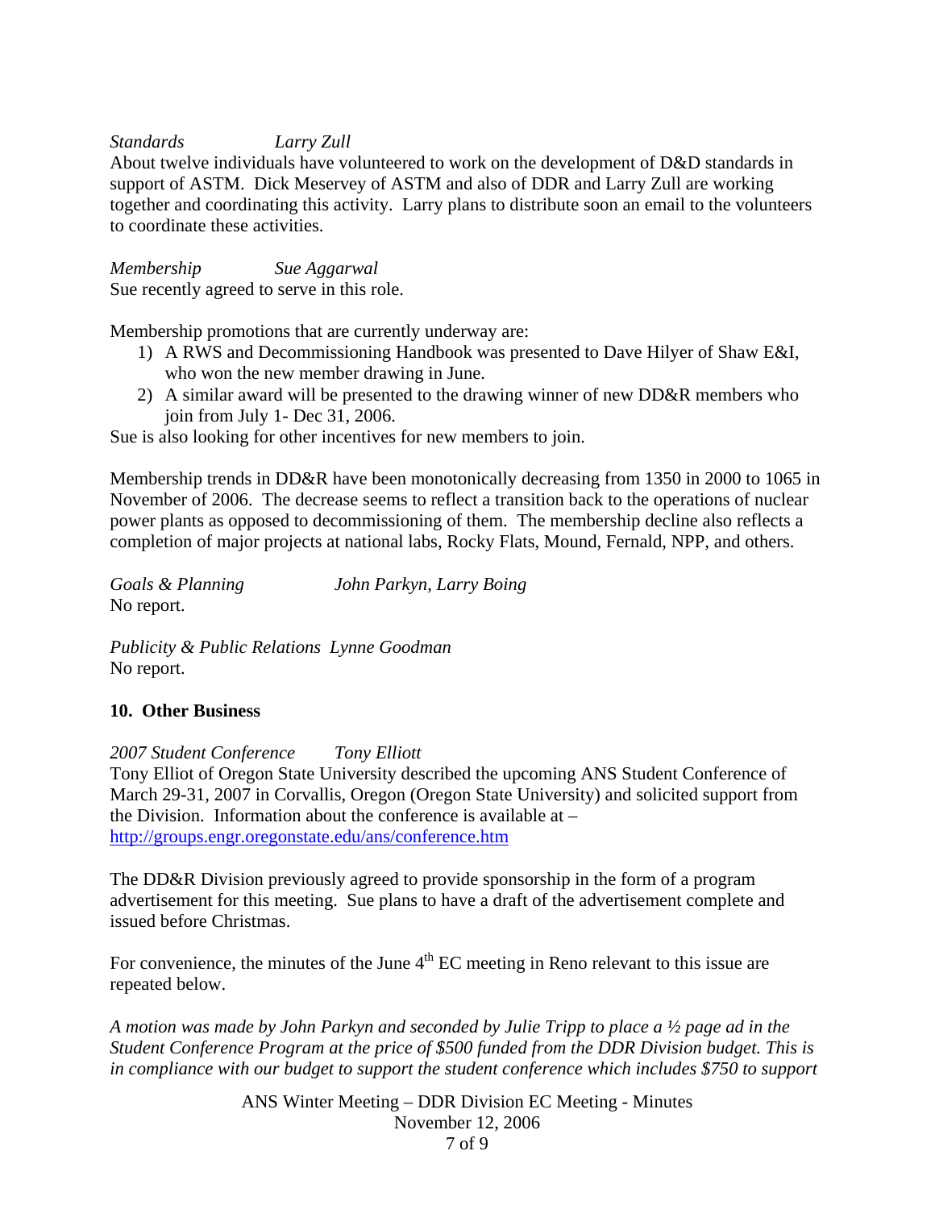*Standards* *Larry Zull*

About twelve individuals have volunteered to work on the development of D&D standards in support of ASTM. Dick Meservey of ASTM and also of DDR and Larry Zull are working together and coordinating this activity. Larry plans to distribute soon an email to the volunteers to coordinate these activities.

*Membership* *Sue Aggarwal*

Sue recently agreed to serve in this role.

Membership promotions that are currently underway are:

1) A RWS and Decommissioning Handbook was presented to Dave Hilyer of Shaw E&I, who won the new member drawing in June.
2) A similar award will be presented to the drawing winner of new DD&R members who join from July 1- Dec 31, 2006.

Sue is also looking for other incentives for new members to join.

Membership trends in DD&R have been monotonically decreasing from 1350 in 2000 to 1065 in November of 2006. The decrease seems to reflect a transition back to the operations of nuclear power plants as opposed to decommissioning of them. The membership decline also reflects a completion of major projects at national labs, Rocky Flats, Mound, Fernald, NPP, and others.

*Goals & Planning* *John Parkyn, Larry Boing*

No report.

*Publicity & Public Relations* *Lynne Goodman*

No report.

## 10. Other Business

*2007 Student Conference* *Tony Elliott*

Tony Elliot of Oregon State University described the upcoming ANS Student Conference of March 29-31, 2007 in Corvallis, Oregon (Oregon State University) and solicited support from the Division. Information about the conference is available at – http://groups.engr.oregonstate.edu/ans/conference.htm

The DD&R Division previously agreed to provide sponsorship in the form of a program advertisement for this meeting. Sue plans to have a draft of the advertisement complete and issued before Christmas.

For convenience, the minutes of the June 4th EC meeting in Reno relevant to this issue are repeated below.

*A motion was made by John Parkyn and seconded by Julie Tripp to place a ½ page ad in the Student Conference Program at the price of $500 funded from the DDR Division budget. This is in compliance with our budget to support the student conference which includes $750 to support*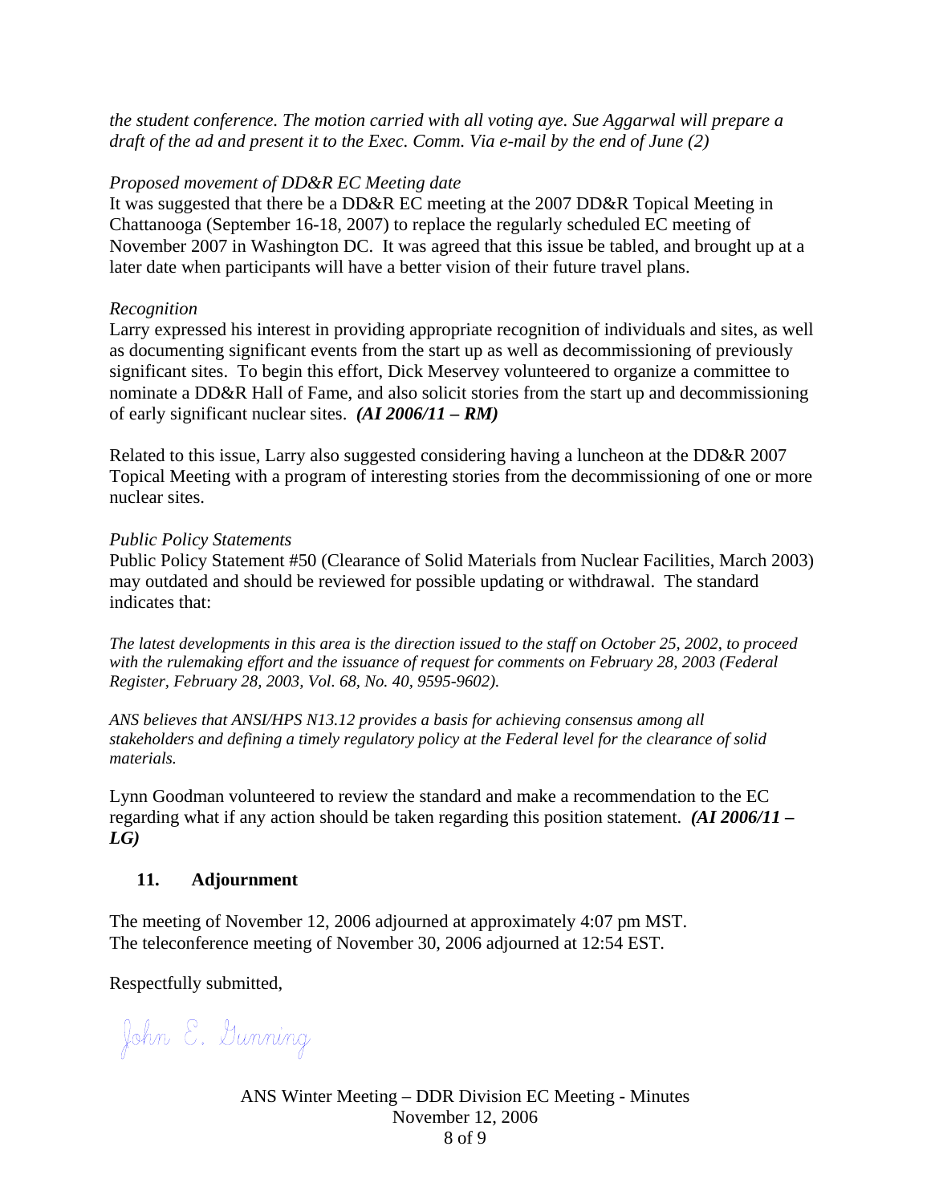*the student conference. The motion carried with all voting aye. Sue Aggarwal will prepare a draft of the ad and present it to the Exec. Comm. Via e-mail by the end of June (2)*

*Proposed movement of DD&R EC Meeting date*

It was suggested that there be a DD&R EC meeting at the 2007 DD&R Topical Meeting in Chattanooga (September 16-18, 2007) to replace the regularly scheduled EC meeting of November 2007 in Washington DC. It was agreed that this issue be tabled, and brought up at a later date when participants will have a better vision of their future travel plans.

*Recognition*

Larry expressed his interest in providing appropriate recognition of individuals and sites, as well as documenting significant events from the start up as well as decommissioning of previously significant sites. To begin this effort, Dick Meservey volunteered to organize a committee to nominate a DD&R Hall of Fame, and also solicit stories from the start up and decommissioning of early significant nuclear sites. ***(AI 2006/11 – RM)***

Related to this issue, Larry also suggested considering having a luncheon at the DD&R 2007 Topical Meeting with a program of interesting stories from the decommissioning of one or more nuclear sites.

*Public Policy Statements*

Public Policy Statement #50 (Clearance of Solid Materials from Nuclear Facilities, March 2003) may outdated and should be reviewed for possible updating or withdrawal. The standard indicates that:

*The latest developments in this area is the direction issued to the staff on October 25, 2002, to proceed with the rulemaking effort and the issuance of request for comments on February 28, 2003 (Federal Register, February 28, 2003, Vol. 68, No. 40, 9595-9602).*

*ANS believes that ANSI/HPS N13.12 provides a basis for achieving consensus among all stakeholders and defining a timely regulatory policy at the Federal level for the clearance of solid materials.*

Lynn Goodman volunteered to review the standard and make a recommendation to the EC regarding what if any action should be taken regarding this position statement. ***(AI 2006/11 – LG)***

## 11. Adjournment

The meeting of November 12, 2006 adjourned at approximately 4:07 pm MST.
The teleconference meeting of November 30, 2006 adjourned at 12:54 EST.

Respectfully submitted,

John E. Gunning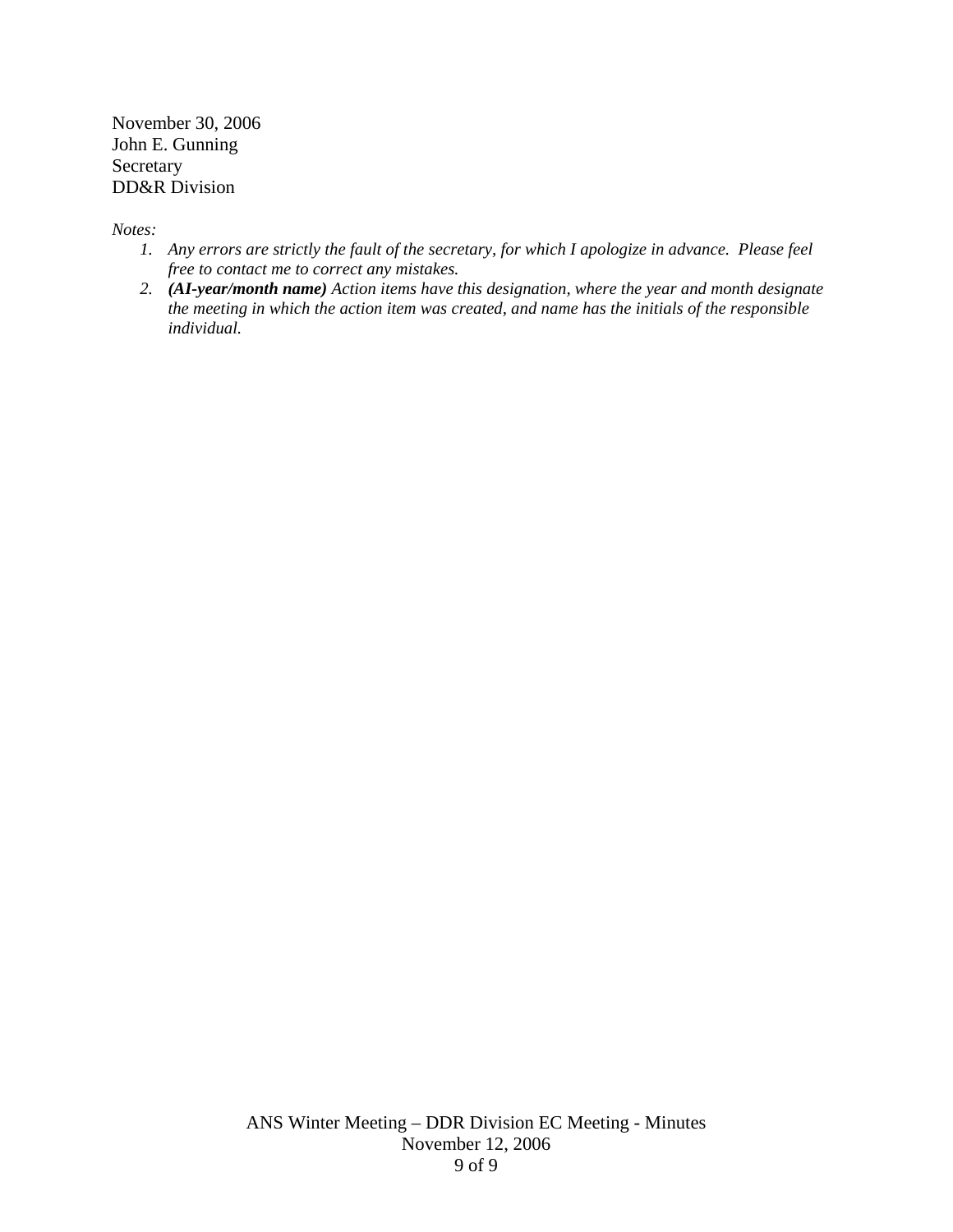November 30, 2006
John E. Gunning
Secretary
DD&R Division

*Notes:*

1. *Any errors are strictly the fault of the secretary, for which I apologize in advance. Please feel free to contact me to correct any mistakes.*
2. ***(AI-year/month name)*** *Action items have this designation, where the year and month designate the meeting in which the action item was created, and name has the initials of the responsible individual.*